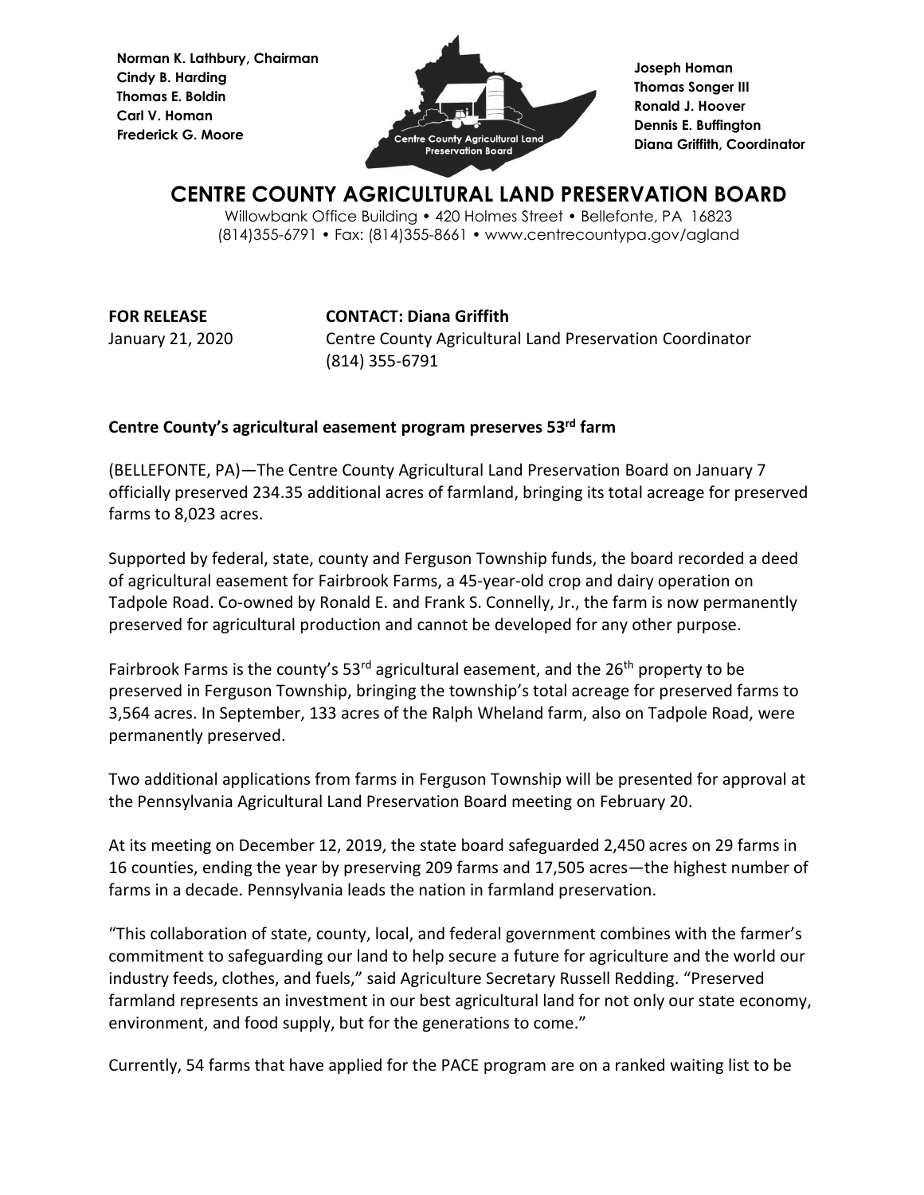Norman K. Lathbury, Chairman
Cindy B. Harding
Thomas E. Boldin
Carl V. Homan
Frederick G. Moore

Joseph Homan
Thomas Songer III
Ronald J. Hoover
Dennis E. Buffington
Diana Griffith, Coordinator

# CENTRE COUNTY AGRICULTURAL LAND PRESERVATION BOARD

Willowbank Office Building • 420 Holmes Street • Bellefonte, PA 16823
(814)355-6791 • Fax: (814)355-8661 • www.centrecountypa.gov/agland

**FOR RELEASE**
January 21, 2020

**CONTACT: Diana Griffith**
Centre County Agricultural Land Preservation Coordinator
(814) 355-6791

**Centre County's agricultural easement program preserves 53rd farm**

(BELLEFONTE, PA)—The Centre County Agricultural Land Preservation Board on January 7 officially preserved 234.35 additional acres of farmland, bringing its total acreage for preserved farms to 8,023 acres.

Supported by federal, state, county and Ferguson Township funds, the board recorded a deed of agricultural easement for Fairbrook Farms, a 45-year-old crop and dairy operation on Tadpole Road. Co-owned by Ronald E. and Frank S. Connelly, Jr., the farm is now permanently preserved for agricultural production and cannot be developed for any other purpose.

Fairbrook Farms is the county's 53rd agricultural easement, and the 26th property to be preserved in Ferguson Township, bringing the township's total acreage for preserved farms to 3,564 acres. In September, 133 acres of the Ralph Wheland farm, also on Tadpole Road, were permanently preserved.

Two additional applications from farms in Ferguson Township will be presented for approval at the Pennsylvania Agricultural Land Preservation Board meeting on February 20.

At its meeting on December 12, 2019, the state board safeguarded 2,450 acres on 29 farms in 16 counties, ending the year by preserving 209 farms and 17,505 acres—the highest number of farms in a decade. Pennsylvania leads the nation in farmland preservation.

"This collaboration of state, county, local, and federal government combines with the farmer's commitment to safeguarding our land to help secure a future for agriculture and the world our industry feeds, clothes, and fuels," said Agriculture Secretary Russell Redding. "Preserved farmland represents an investment in our best agricultural land for not only our state economy, environment, and food supply, but for the generations to come."

Currently, 54 farms that have applied for the PACE program are on a ranked waiting list to be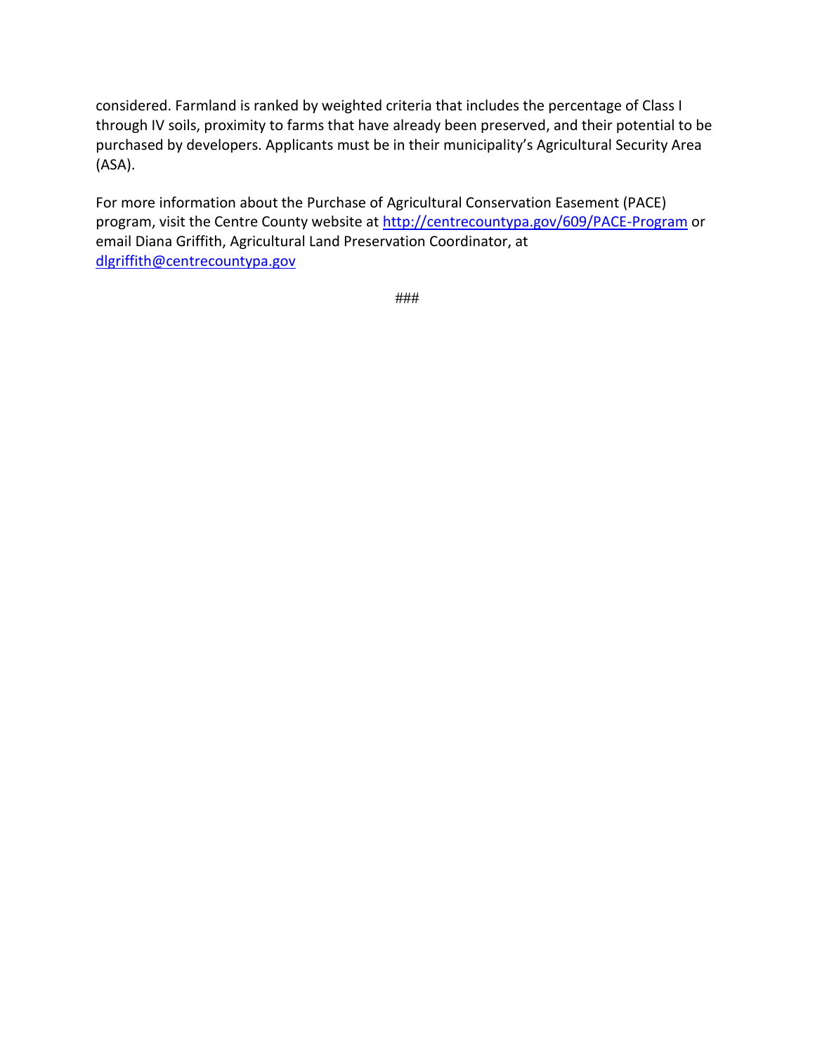considered. Farmland is ranked by weighted criteria that includes the percentage of Class I through IV soils, proximity to farms that have already been preserved, and their potential to be purchased by developers. Applicants must be in their municipality's Agricultural Security Area (ASA).

For more information about the Purchase of Agricultural Conservation Easement (PACE) program, visit the Centre County website at [http://centrecountypa.gov/609/PACE-Program](http://centrecountypa.gov/609/PACE-Program) or email Diana Griffith, Agricultural Land Preservation Coordinator, at [dlgriffith@centrecountypa.gov](mailto:dlgriffith@centrecountypa.gov)

###